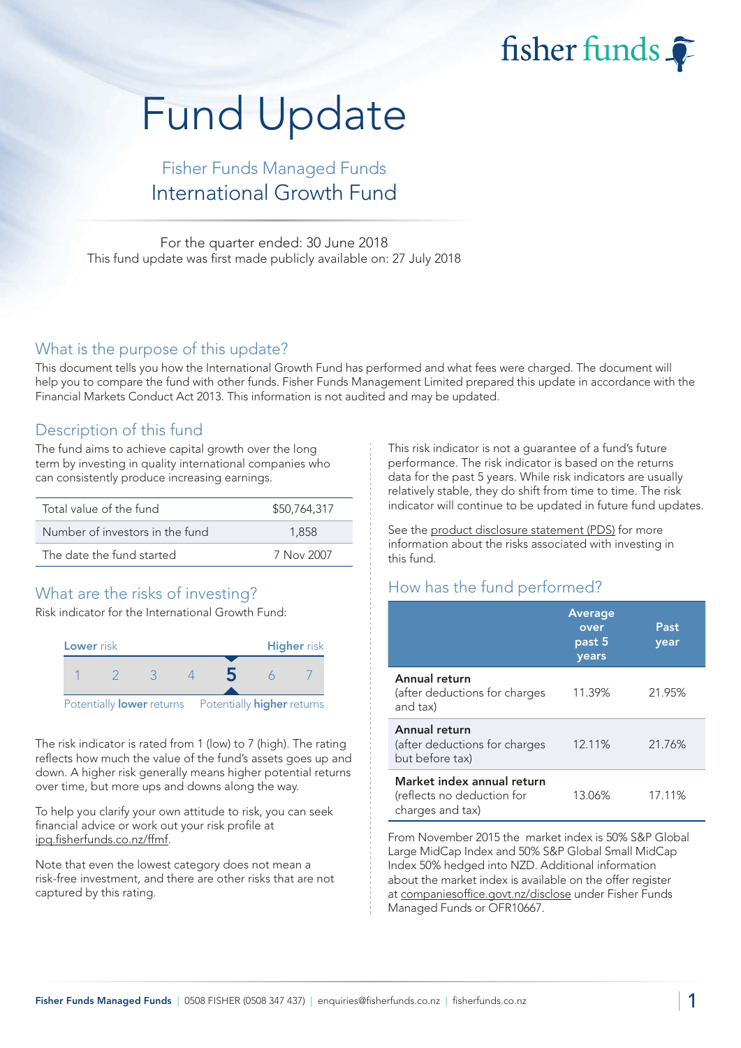fisher funds

# Fund Update

## Fisher Funds Managed Funds
## International Growth Fund

For the quarter ended: 30 June 2018
This fund update was first made publicly available on: 27 July 2018

## What is the purpose of this update?

This document tells you how the International Growth Fund has performed and what fees were charged. The document will help you to compare the fund with other funds. Fisher Funds Management Limited prepared this update in accordance with the Financial Markets Conduct Act 2013. This information is not audited and may be updated.

## Description of this fund

The fund aims to achieve capital growth over the long term by investing in quality international companies who can consistently produce increasing earnings.

| | |
|---|---|
| Total value of the fund | $50,764,317 |
| Number of investors in the fund | 1,858 |
| The date the fund started | 7 Nov 2007 |

## What are the risks of investing?

Risk indicator for the International Growth Fund:

Lower risk — Higher risk

1 2 3 4 **5** 6 7

Potentially **lower** returns — Potentially **higher** returns

The risk indicator is rated from 1 (low) to 7 (high). The rating reflects how much the value of the fund's assets goes up and down. A higher risk generally means higher potential returns over time, but more ups and downs along the way.

To help you clarify your own attitude to risk, you can seek financial advice or work out your risk profile at ipq.fisherfunds.co.nz/ffmf.

Note that even the lowest category does not mean a risk-free investment, and there are other risks that are not captured by this rating.

This risk indicator is not a guarantee of a fund's future performance. The risk indicator is based on the returns data for the past 5 years. While risk indicators are usually relatively stable, they do shift from time to time. The risk indicator will continue to be updated in future fund updates.

See the product disclosure statement (PDS) for more information about the risks associated with investing in this fund.

## How has the fund performed?

| | Average over past 5 years | Past year |
|---|---|---|
| **Annual return** (after deductions for charges and tax) | 11.39% | 21.95% |
| **Annual return** (after deductions for charges but before tax) | 12.11% | 21.76% |
| **Market index annual return** (reflects no deduction for charges and tax) | 13.06% | 17.11% |

From November 2015 the market index is 50% S&P Global Large MidCap Index and 50% S&P Global Small MidCap Index 50% hedged into NZD. Additional information about the market index is available on the offer register at companiesoffice.govt.nz/disclose under Fisher Funds Managed Funds or OFR10667.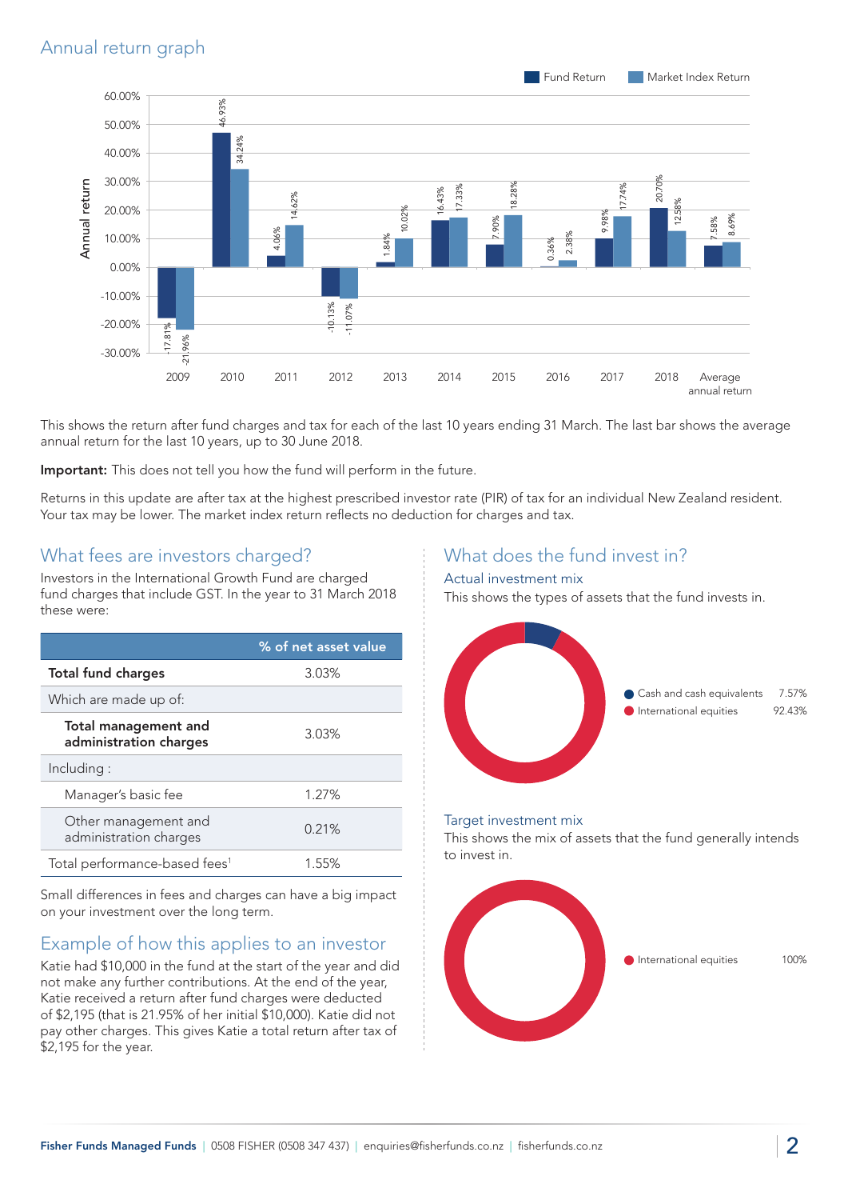## Annual return graph

| Year | Fund Return | Market Index Return |
|---|---|---|
| 2009 | -17.81% | -21.96% |
| 2010 | 46.93% | 34.24% |
| 2011 | 4.06% | 14.62% |
| 2012 | -10.13% | -11.07% |
| 2013 | 1.84% | 10.02% |
| 2014 | 16.43% | 17.33% |
| 2015 | 7.90% | 18.28% |
| 2016 | 0.36% | 2.38% |
| 2017 | 9.98% | 17.74% |
| 2018 | 20.70% | 12.58% |
| Average annual return | 7.58% | 8.69% |

This shows the return after fund charges and tax for each of the last 10 years ending 31 March. The last bar shows the average annual return for the last 10 years, up to 30 June 2018.

**Important:** This does not tell you how the fund will perform in the future.

Returns in this update are after tax at the highest prescribed investor rate (PIR) of tax for an individual New Zealand resident. Your tax may be lower. The market index return reflects no deduction for charges and tax.

## What fees are investors charged?

Investors in the International Growth Fund are charged fund charges that include GST. In the year to 31 March 2018 these were:

| | % of net asset value |
|---|---|
| **Total fund charges** | 3.03% |
| Which are made up of: | |
| **Total management and administration charges** | 3.03% |
| Including : | |
| Manager's basic fee | 1.27% |
| Other management and administration charges | 0.21% |
| Total performance-based fees[1] | 1.55% |

Small differences in fees and charges can have a big impact on your investment over the long term.

## Example of how this applies to an investor

Katie had $10,000 in the fund at the start of the year and did not make any further contributions. At the end of the year, Katie received a return after fund charges were deducted of $2,195 (that is 21.95% of her initial $10,000). Katie did not pay other charges. This gives Katie a total return after tax of $2,195 for the year.

## What does the fund invest in?

### Actual investment mix

This shows the types of assets that the fund invests in.

| Asset | % |
|---|---|
| Cash and cash equivalents | 7.57% |
| International equities | 92.43% |

### Target investment mix

This shows the mix of assets that the fund generally intends to invest in.

| Asset | % |
|---|---|
| International equities | 100% |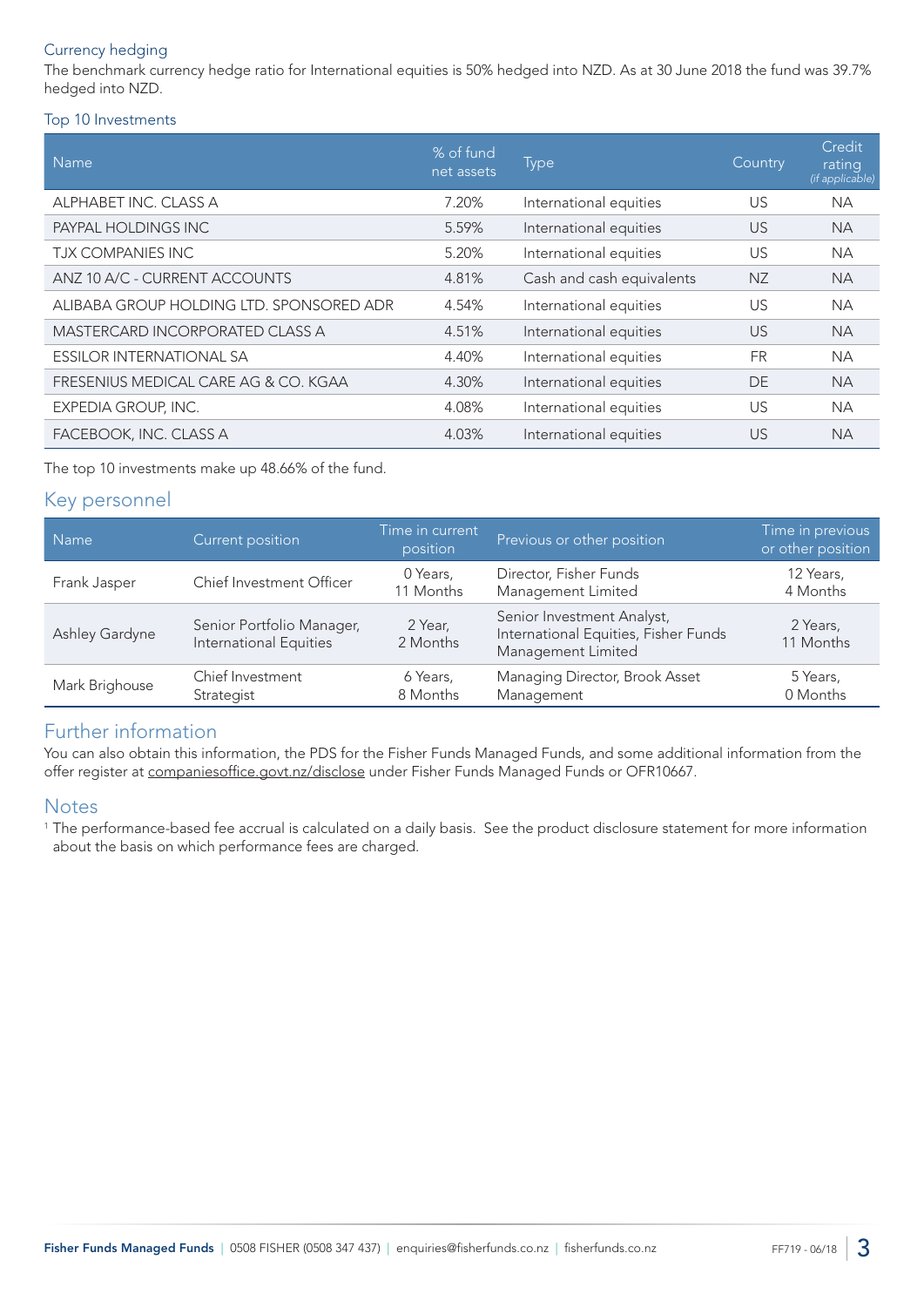## Currency hedging

The benchmark currency hedge ratio for International equities is 50% hedged into NZD. As at 30 June 2018 the fund was 39.7% hedged into NZD.

## Top 10 Investments

| Name | % of fund net assets | Type | Country | Credit rating *(if applicable)* |
|---|---|---|---|---|
| ALPHABET INC. CLASS A | 7.20% | International equities | US | NA |
| PAYPAL HOLDINGS INC | 5.59% | International equities | US | NA |
| TJX COMPANIES INC | 5.20% | International equities | US | NA |
| ANZ 10 A/C - CURRENT ACCOUNTS | 4.81% | Cash and cash equivalents | NZ | NA |
| ALIBABA GROUP HOLDING LTD. SPONSORED ADR | 4.54% | International equities | US | NA |
| MASTERCARD INCORPORATED CLASS A | 4.51% | International equities | US | NA |
| ESSILOR INTERNATIONAL SA | 4.40% | International equities | FR | NA |
| FRESENIUS MEDICAL CARE AG & CO. KGAA | 4.30% | International equities | DE | NA |
| EXPEDIA GROUP, INC. | 4.08% | International equities | US | NA |
| FACEBOOK, INC. CLASS A | 4.03% | International equities | US | NA |

The top 10 investments make up 48.66% of the fund.

## Key personnel

| Name | Current position | Time in current position | Previous or other position | Time in previous or other position |
|---|---|---|---|---|
| Frank Jasper | Chief Investment Officer | 0 Years, 11 Months | Director, Fisher Funds Management Limited | 12 Years, 4 Months |
| Ashley Gardyne | Senior Portfolio Manager, International Equities | 2 Year, 2 Months | Senior Investment Analyst, International Equities, Fisher Funds Management Limited | 2 Years, 11 Months |
| Mark Brighouse | Chief Investment Strategist | 6 Years, 8 Months | Managing Director, Brook Asset Management | 5 Years, 0 Months |

## Further information

You can also obtain this information, the PDS for the Fisher Funds Managed Funds, and some additional information from the offer register at companiesoffice.govt.nz/disclose under Fisher Funds Managed Funds or OFR10667.

## Notes

[1] The performance-based fee accrual is calculated on a daily basis. See the product disclosure statement for more information about the basis on which performance fees are charged.